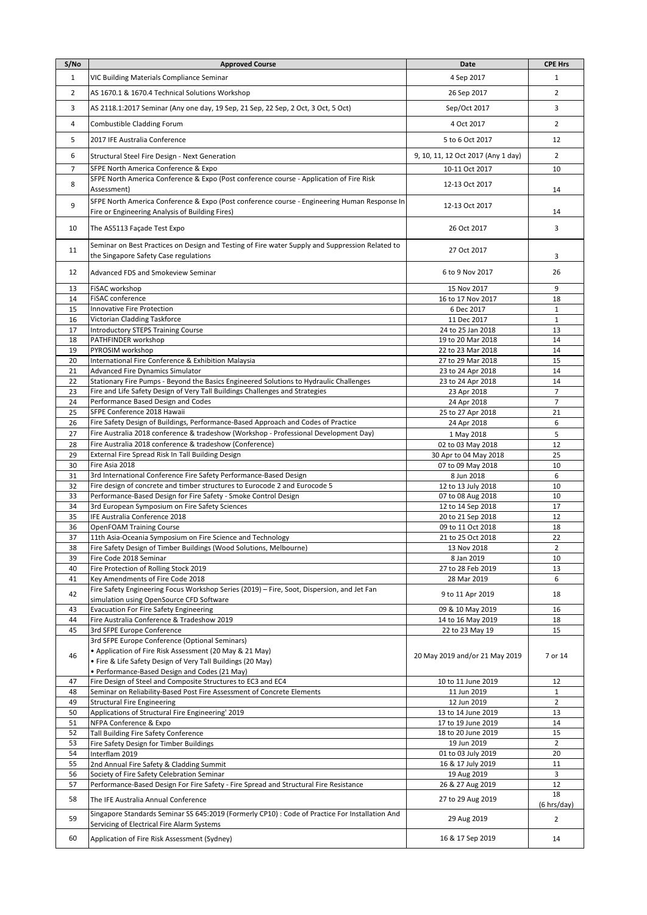| S/No | Approved Course | Date | CPE Hrs |
|---|---|---|---|
| 1 | VIC Building Materials Compliance Seminar | 4 Sep 2017 | 1 |
| 2 | AS 1670.1 & 1670.4 Technical Solutions Workshop | 26 Sep 2017 | 2 |
| 3 | AS 2118.1:2017 Seminar (Any one day, 19 Sep, 21 Sep, 22 Sep, 2 Oct, 3 Oct, 5 Oct) | Sep/Oct 2017 | 3 |
| 4 | Combustible Cladding Forum | 4 Oct 2017 | 2 |
| 5 | 2017 IFE Australia Conference | 5 to 6 Oct 2017 | 12 |
| 6 | Structural Steel Fire Design - Next Generation | 9, 10, 11, 12 Oct 2017 (Any 1 day) | 2 |
| 7 | SFPE North America Conference & Expo | 10-11 Oct 2017 | 10 |
| 8 | SFPE North America Conference & Expo (Post conference course - Application of Fire Risk Assessment) | 12-13 Oct 2017 | 14 |
| 9 | SFPE North America Conference & Expo (Post conference course - Engineering Human Response In Fire or Engineering Analysis of Building Fires) | 12-13 Oct 2017 | 14 |
| 10 | The AS5113 Façade Test Expo | 26 Oct 2017 | 3 |
| 11 | Seminar on Best Practices on Design and Testing of Fire water Supply and Suppression Related to the Singapore Safety Case regulations | 27 Oct 2017 | 3 |
| 12 | Advanced FDS and Smokeview Seminar | 6 to 9 Nov 2017 | 26 |
| 13 | FiSAC workshop | 15 Nov 2017 | 9 |
| 14 | FiSAC conference | 16 to 17 Nov 2017 | 18 |
| 15 | Innovative Fire Protection | 6 Dec 2017 | 1 |
| 16 | Victorian Cladding Taskforce | 11 Dec 2017 | 1 |
| 17 | Introductory STEPS Training Course | 24 to 25 Jan 2018 | 13 |
| 18 | PATHFINDER workshop | 19 to 20 Mar 2018 | 14 |
| 19 | PYROSIM workshop | 22 to 23 Mar 2018 | 14 |
| 20 | International Fire Conference & Exhibition Malaysia | 27 to 29 Mar 2018 | 15 |
| 21 | Advanced Fire Dynamics Simulator | 23 to 24 Apr 2018 | 14 |
| 22 | Stationary Fire Pumps - Beyond the Basics Engineered Solutions to Hydraulic Challenges | 23 to 24 Apr 2018 | 14 |
| 23 | Fire and Life Safety Design of Very Tall Buildings Challenges and Strategies | 23 Apr 2018 | 7 |
| 24 | Performance Based Design and Codes | 24 Apr 2018 | 7 |
| 25 | SFPE Conference 2018 Hawaii | 25 to 27 Apr 2018 | 21 |
| 26 | Fire Safety Design of Buildings, Performance-Based Approach and Codes of Practice | 24 Apr 2018 | 6 |
| 27 | Fire Australia 2018 conference & tradeshow (Workshop - Professional Development Day) | 1 May 2018 | 5 |
| 28 | Fire Australia 2018 conference & tradeshow (Conference) | 02 to 03 May 2018 | 12 |
| 29 | External Fire Spread Risk In Tall Building Design | 30 Apr to 04 May 2018 | 25 |
| 30 | Fire Asia 2018 | 07 to 09 May 2018 | 10 |
| 31 | 3rd International Conference Fire Safety Performance-Based Design | 8 Jun 2018 | 6 |
| 32 | Fire design of concrete and timber structures to Eurocode 2 and Eurocode 5 | 12 to 13 July 2018 | 10 |
| 33 | Performance-Based Design for Fire Safety - Smoke Control Design | 07 to 08 Aug 2018 | 10 |
| 34 | 3rd European Symposium on Fire Safety Sciences | 12 to 14 Sep 2018 | 17 |
| 35 | IFE Australia Conference 2018 | 20 to 21 Sep 2018 | 12 |
| 36 | OpenFOAM Training Course | 09 to 11 Oct 2018 | 18 |
| 37 | 11th Asia-Oceania Symposium on Fire Science and Technology | 21 to 25 Oct 2018 | 22 |
| 38 | Fire Safety Design of Timber Buildings (Wood Solutions, Melbourne) | 13 Nov 2018 | 2 |
| 39 | Fire Code 2018 Seminar | 8 Jan 2019 | 10 |
| 40 | Fire Protection of Rolling Stock 2019 | 27 to 28 Feb 2019 | 13 |
| 41 | Key Amendments of Fire Code 2018 | 28 Mar 2019 | 6 |
| 42 | Fire Safety Engineering Focus Workshop Series (2019) – Fire, Soot, Dispersion, and Jet Fan simulation using OpenSource CFD Software | 9 to 11 Apr 2019 | 18 |
| 43 | Evacuation For Fire Safety Engineering | 09 & 10 May 2019 | 16 |
| 44 | Fire Australia Conference & Tradeshow 2019 | 14 to 16 May 2019 | 18 |
| 45 | 3rd SFPE Europe Conference | 22 to 23 May 19 | 15 |
| 46 | 3rd SFPE Europe Conference (Optional Seminars)<br>• Application of Fire Risk Assessment (20 May & 21 May)<br>• Fire & Life Safety Design of Very Tall Buildings (20 May)<br>• Performance-Based Design and Codes (21 May) | 20 May 2019 and/or 21 May 2019 | 7 or 14 |
| 47 | Fire Design of Steel and Composite Structures to EC3 and EC4 | 10 to 11 June 2019 | 12 |
| 48 | Seminar on Reliability-Based Post Fire Assessment of Concrete Elements | 11 Jun 2019 | 1 |
| 49 | Structural Fire Engineering | 12 Jun 2019 | 2 |
| 50 | Applications of Structural Fire Engineering' 2019 | 13 to 14 June 2019 | 13 |
| 51 | NFPA Conference & Expo | 17 to 19 June 2019 | 14 |
| 52 | Tall Building Fire Safety Conference | 18 to 20 June 2019 | 15 |
| 53 | Fire Safety Design for Timber Buildings | 19 Jun 2019 | 2 |
| 54 | Interflam 2019 | 01 to 03 July 2019 | 20 |
| 55 | 2nd Annual Fire Safety & Cladding Summit | 16 & 17 July 2019 | 11 |
| 56 | Society of Fire Safety Celebration Seminar | 19 Aug 2019 | 3 |
| 57 | Performance-Based Design For Fire Safety - Fire Spread and Structural Fire Resistance | 26 & 27 Aug 2019 | 12 |
| 58 | The IFE Australia Annual Conference | 27 to 29 Aug 2019 | 18 (6 hrs/day) |
| 59 | Singapore Standards Seminar SS 645:2019 (Formerly CP10) : Code of Practice For Installation And Servicing of Electrical Fire Alarm Systems | 29 Aug 2019 | 2 |
| 60 | Application of Fire Risk Assessment (Sydney) | 16 & 17 Sep 2019 | 14 |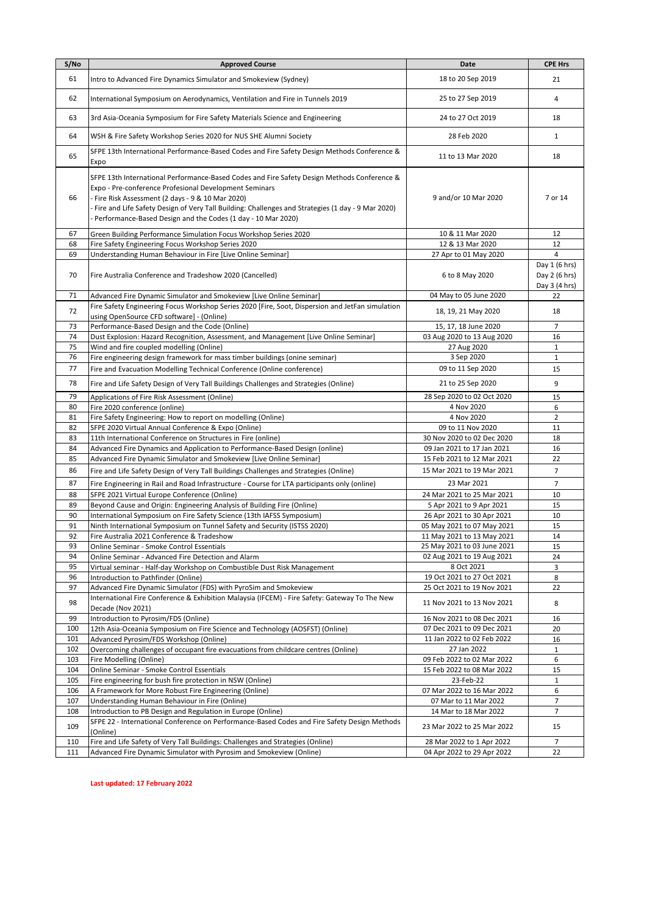| S/No | Approved Course | Date | CPE Hrs |
|---|---|---|---|
| 61 | Intro to Advanced Fire Dynamics Simulator and Smokeview (Sydney) | 18 to 20 Sep 2019 | 21 |
| 62 | International Symposium on Aerodynamics, Ventilation and Fire in Tunnels 2019 | 25 to 27 Sep 2019 | 4 |
| 63 | 3rd Asia-Oceania Symposium for Fire Safety Materials Science and Engineering | 24 to 27 Oct 2019 | 18 |
| 64 | WSH & Fire Safety Workshop Series 2020 for NUS SHE Alumni Society | 28 Feb 2020 | 1 |
| 65 | SFPE 13th International Performance-Based Codes and Fire Safety Design Methods Conference & Expo | 11 to 13 Mar 2020 | 18 |
| 66 | SFPE 13th International Performance-Based Codes and Fire Safety Design Methods Conference & Expo - Pre-conference Profesional Development Seminars<br>- Fire Risk Assessment (2 days - 9 & 10 Mar 2020)<br>- Fire and Life Safety Design of Very Tall Building: Challenges and Strategies (1 day - 9 Mar 2020)<br>- Performance-Based Design and the Codes (1 day - 10 Mar 2020) | 9 and/or 10 Mar 2020 | 7 or 14 |
| 67 | Green Building Performance Simulation Focus Workshop Series 2020 | 10 & 11 Mar 2020 | 12 |
| 68 | Fire Safety Engineering Focus Workshop Series 2020 | 12 & 13 Mar 2020 | 12 |
| 69 | Understanding Human Behaviour in Fire [Live Online Seminar] | 27 Apr to 01 May 2020 | 4 |
| 70 | Fire Australia Conference and Tradeshow 2020 (Cancelled) | 6 to 8 May 2020 | Day 1 (6 hrs)<br>Day 2 (6 hrs)<br>Day 3 (4 hrs) |
| 71 | Advanced Fire Dynamic Simulator and Smokeview [Live Online Seminar] | 04 May to 05 June 2020 | 22 |
| 72 | Fire Safety Engineering Focus Workshop Series 2020 [Fire, Soot, Dispersion and JetFan simulation using OpenSource CFD software] - (Online) | 18, 19, 21 May 2020 | 18 |
| 73 | Performance-Based Design and the Code (Online) | 15, 17, 18 June 2020 | 7 |
| 74 | Dust Explosion: Hazard Recognition, Assessment, and Management [Live Online Seminar] | 03 Aug 2020 to 13 Aug 2020 | 16 |
| 75 | Wind and fire coupled modelling (Online) | 27 Aug 2020 | 1 |
| 76 | Fire engineering design framework for mass timber buildings (onine seminar) | 3 Sep 2020 | 1 |
| 77 | Fire and Evacuation Modelling Technical Conference (Online conference) | 09 to 11 Sep 2020 | 15 |
| 78 | Fire and Life Safety Design of Very Tall Buildings Challenges and Strategies (Online) | 21 to 25 Sep 2020 | 9 |
| 79 | Applications of Fire Risk Assessment (Online) | 28 Sep 2020 to 02 Oct 2020 | 15 |
| 80 | Fire 2020 conference (online) | 4 Nov 2020 | 6 |
| 81 | Fire Safety Engineering: How to report on modelling (Online) | 4 Nov 2020 | 2 |
| 82 | SFPE 2020 Virtual Annual Conference & Expo (Online) | 09 to 11 Nov 2020 | 11 |
| 83 | 11th International Conference on Structures in Fire (online) | 30 Nov 2020 to 02 Dec 2020 | 18 |
| 84 | Advanced Fire Dynamics and Application to Performance-Based Design (online) | 09 Jan 2021 to 17 Jan 2021 | 16 |
| 85 | Advanced Fire Dynamic Simulator and Smokeview [Live Online Seminar] | 15 Feb 2021 to 12 Mar 2021 | 22 |
| 86 | Fire and Life Safety Design of Very Tall Buildings Challenges and Strategies (Online) | 15 Mar 2021 to 19 Mar 2021 | 7 |
| 87 | Fire Engineering in Rail and Road Infrastructure - Course for LTA participants only (online) | 23 Mar 2021 | 7 |
| 88 | SFPE 2021 Virtual Europe Conference (Online) | 24 Mar 2021 to 25 Mar 2021 | 10 |
| 89 | Beyond Cause and Origin: Engineering Analysis of Building Fire (Online) | 5 Apr 2021 to 9 Apr 2021 | 15 |
| 90 | International Symposium on Fire Safety Science (13th IAFSS Symposium) | 26 Apr 2021 to 30 Apr 2021 | 10 |
| 91 | Ninth International Symposium on Tunnel Safety and Security (ISTSS 2020) | 05 May 2021 to 07 May 2021 | 15 |
| 92 | Fire Australia 2021 Conference & Tradeshow | 11 May 2021 to 13 May 2021 | 14 |
| 93 | Online Seminar - Smoke Control Essentials | 25 May 2021 to 03 June 2021 | 15 |
| 94 | Online Seminar - Advanced Fire Detection and Alarm | 02 Aug 2021 to 19 Aug 2021 | 24 |
| 95 | Virtual seminar - Half-day Workshop on Combustible Dust Risk Management | 8 Oct 2021 | 3 |
| 96 | Introduction to Pathfinder (Online) | 19 Oct 2021 to 27 Oct 2021 | 8 |
| 97 | Advanced Fire Dynamic Simulator (FDS) with PyroSim and Smokeview | 25 Oct 2021 to 19 Nov 2021 | 22 |
| 98 | International Fire Conference & Exhibition Malaysia (IFCEM) - Fire Safety: Gateway To The New Decade (Nov 2021) | 11 Nov 2021 to 13 Nov 2021 | 8 |
| 99 | Introduction to Pyrosim/FDS (Online) | 16 Nov 2021 to 08 Dec 2021 | 16 |
| 100 | 12th Asia-Oceania Symposium on Fire Science and Technology (AOSFST) (Online) | 07 Dec 2021 to 09 Dec 2021 | 20 |
| 101 | Advanced Pyrosim/FDS Workshop (Online) | 11 Jan 2022 to 02 Feb 2022 | 16 |
| 102 | Overcoming challenges of occupant fire evacuations from childcare centres (Online) | 27 Jan 2022 | 1 |
| 103 | Fire Modelling (Online) | 09 Feb 2022 to 02 Mar 2022 | 6 |
| 104 | Online Seminar - Smoke Control Essentials | 15 Feb 2022 to 08 Mar 2022 | 15 |
| 105 | Fire engineering for bush fire protection in NSW (Online) | 23-Feb-22 | 1 |
| 106 | A Framework for More Robust Fire Engineering (Online) | 07 Mar 2022 to 16 Mar 2022 | 6 |
| 107 | Understanding Human Behaviour in Fire (Online) | 07 Mar to 11 Mar 2022 | 7 |
| 108 | Introduction to PB Design and Regulation in Europe (Online) | 14 Mar to 18 Mar 2022 | 7 |
| 109 | SFPE 22 - International Conference on Performance-Based Codes and Fire Safety Design Methods (Online) | 23 Mar 2022 to 25 Mar 2022 | 15 |
| 110 | Fire and Life Safety of Very Tall Buildings: Challenges and Strategies (Online) | 28 Mar 2022 to 1 Apr 2022 | 7 |
| 111 | Advanced Fire Dynamic Simulator with Pyrosim and Smokeview (Online) | 04 Apr 2022 to 29 Apr 2022 | 22 |

**Last updated: 17 February 2022**